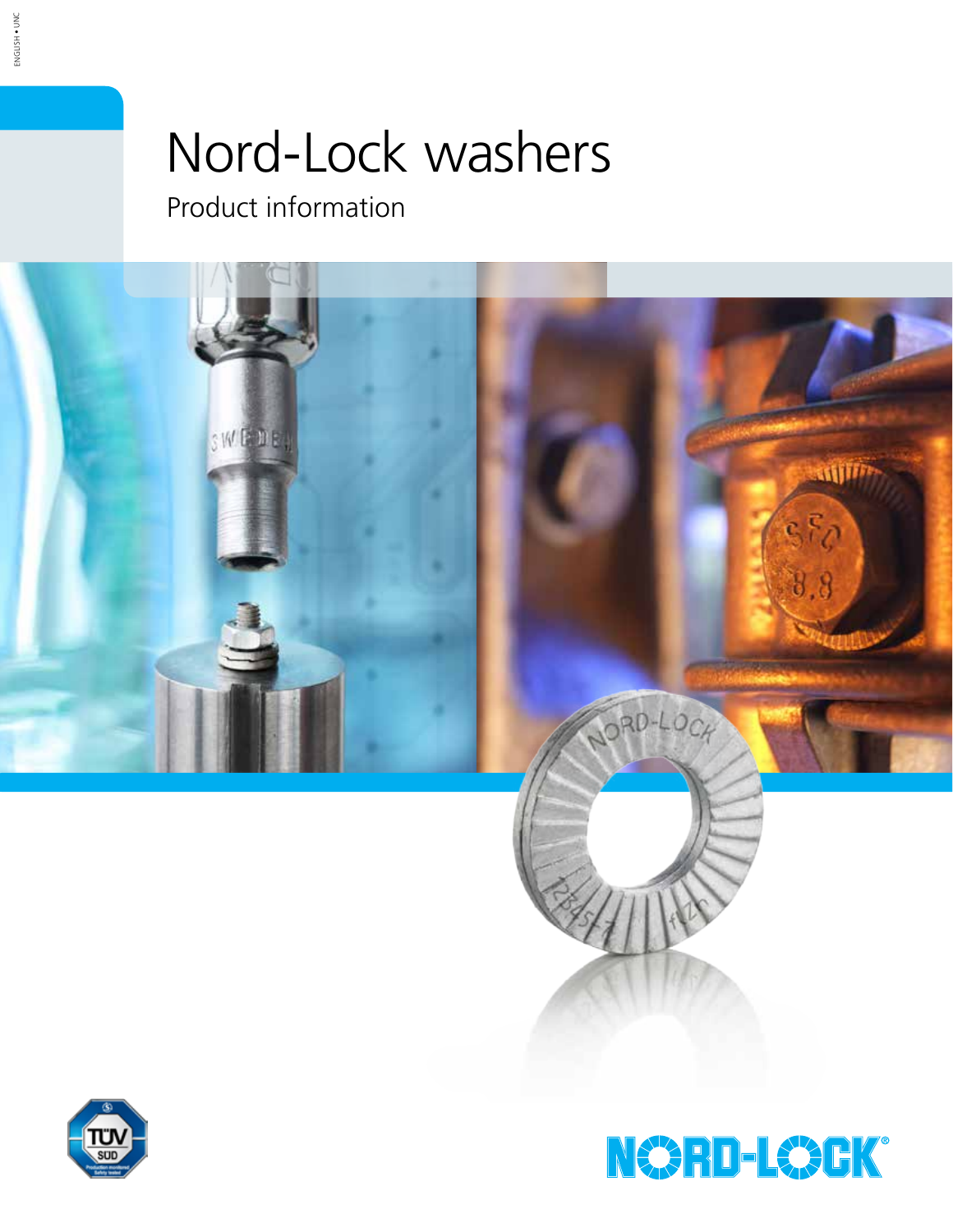ENGLISH • UNC

# Nord-Lock washers

Product information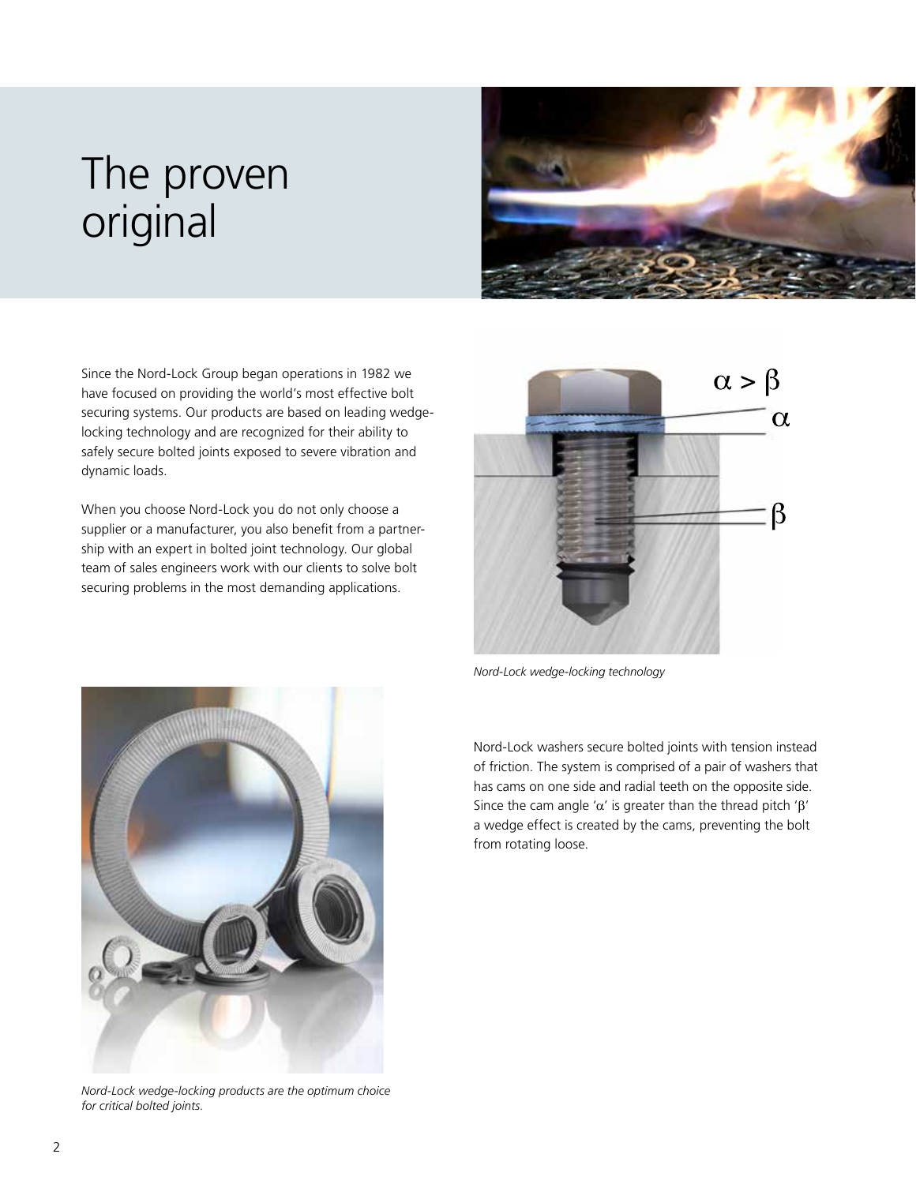# The proven original

Since the Nord-Lock Group began operations in 1982 we have focused on providing the world's most effective bolt securing systems. Our products are based on leading wedge-locking technology and are recognized for their ability to safely secure bolted joints exposed to severe vibration and dynamic loads.

When you choose Nord-Lock you do not only choose a supplier or a manufacturer, you also benefit from a partnership with an expert in bolted joint technology. Our global team of sales engineers work with our clients to solve bolt securing problems in the most demanding applications.

$\alpha > \beta$

*Nord-Lock wedge-locking technology*

Nord-Lock washers secure bolted joints with tension instead of friction. The system is comprised of a pair of washers that has cams on one side and radial teeth on the opposite side. Since the cam angle '$\alpha$' is greater than the thread pitch '$\beta$' a wedge effect is created by the cams, preventing the bolt from rotating loose.

*Nord-Lock wedge-locking products are the optimum choice for critical bolted joints.*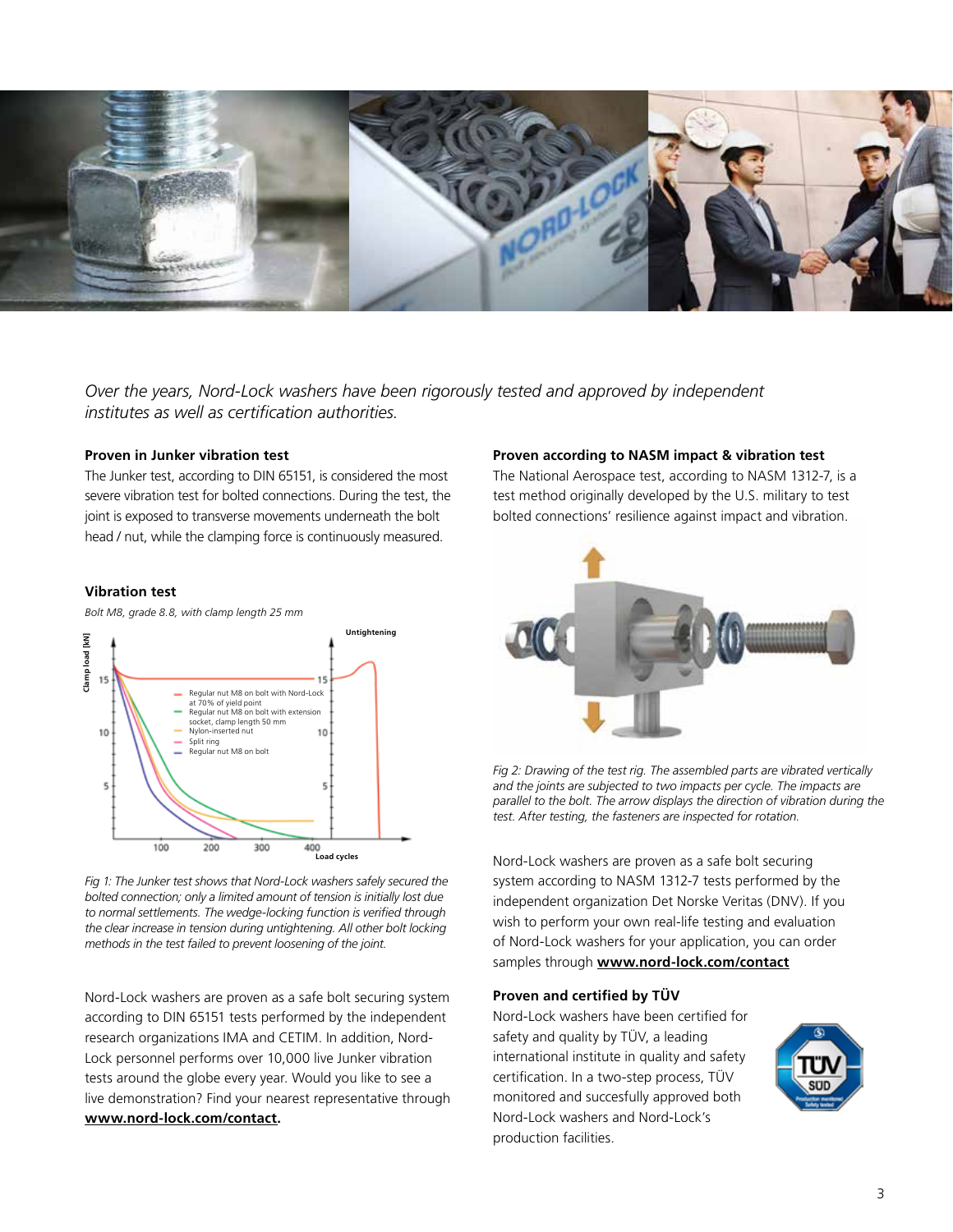*Over the years, Nord-Lock washers have been rigorously tested and approved by independent institutes as well as certification authorities.*

### Proven in Junker vibration test

The Junker test, according to DIN 65151, is considered the most severe vibration test for bolted connections. During the test, the joint is exposed to transverse movements underneath the bolt head / nut, while the clamping force is continuously measured.

### Vibration test

*Bolt M8, grade 8.8, with clamp length 25 mm*

*Fig 1: The Junker test shows that Nord-Lock washers safely secured the bolted connection; only a limited amount of tension is initially lost due to normal settlements. The wedge-locking function is verified through the clear increase in tension during untightening. All other bolt locking methods in the test failed to prevent loosening of the joint.*

Nord-Lock washers are proven as a safe bolt securing system according to DIN 65151 tests performed by the independent research organizations IMA and CETIM. In addition, Nord-Lock personnel performs over 10,000 live Junker vibration tests around the globe every year. Would you like to see a live demonstration? Find your nearest representative through **www.nord-lock.com/contact.**

### Proven according to NASM impact & vibration test

The National Aerospace test, according to NASM 1312-7, is a test method originally developed by the U.S. military to test bolted connections' resilience against impact and vibration.

*Fig 2: Drawing of the test rig. The assembled parts are vibrated vertically and the joints are subjected to two impacts per cycle. The impacts are parallel to the bolt. The arrow displays the direction of vibration during the test. After testing, the fasteners are inspected for rotation.*

Nord-Lock washers are proven as a safe bolt securing system according to NASM 1312-7 tests performed by the independent organization Det Norske Veritas (DNV). If you wish to perform your own real-life testing and evaluation of Nord-Lock washers for your application, you can order samples through **www.nord-lock.com/contact**

### Proven and certified by TÜV

Nord-Lock washers have been certified for safety and quality by TÜV, a leading international institute in quality and safety certification. In a two-step process, TÜV monitored and succesfully approved both Nord-Lock washers and Nord-Lock's production facilities.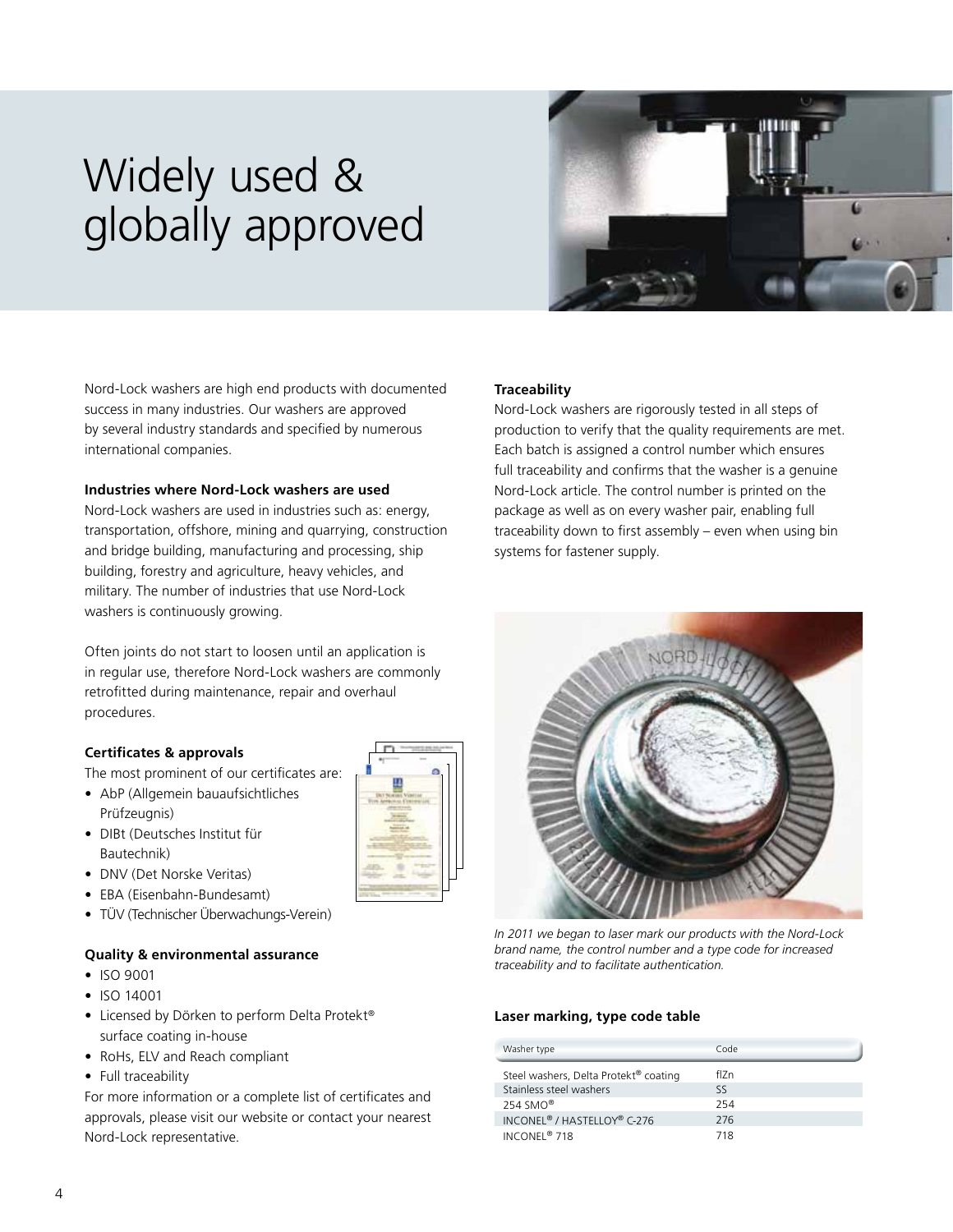# Widely used & globally approved

Nord-Lock washers are high end products with documented success in many industries. Our washers are approved by several industry standards and specified by numerous international companies.

### Industries where Nord-Lock washers are used

Nord-Lock washers are used in industries such as: energy, transportation, offshore, mining and quarrying, construction and bridge building, manufacturing and processing, ship building, forestry and agriculture, heavy vehicles, and military. The number of industries that use Nord-Lock washers is continuously growing.

Often joints do not start to loosen until an application is in regular use, therefore Nord-Lock washers are commonly retrofitted during maintenance, repair and overhaul procedures.

### Certificates & approvals

The most prominent of our certificates are:

- AbP (Allgemein bauaufsichtliches Prüfzeugnis)
- DIBt (Deutsches Institut für Bautechnik)
- DNV (Det Norske Veritas)
- EBA (Eisenbahn-Bundesamt)
- TÜV (Technischer Überwachungs-Verein)

### Quality & environmental assurance

- ISO 9001
- ISO 14001
- Licensed by Dörken to perform Delta Protekt® surface coating in-house
- RoHs, ELV and Reach compliant
- Full traceability

For more information or a complete list of certificates and approvals, please visit our website or contact your nearest Nord-Lock representative.

### Traceability

Nord-Lock washers are rigorously tested in all steps of production to verify that the quality requirements are met. Each batch is assigned a control number which ensures full traceability and confirms that the washer is a genuine Nord-Lock article. The control number is printed on the package as well as on every washer pair, enabling full traceability down to first assembly – even when using bin systems for fastener supply.

*In 2011 we began to laser mark our products with the Nord-Lock brand name, the control number and a type code for increased traceability and to facilitate authentication.*

### Laser marking, type code table

| Washer type | Code |
| --- | --- |
| Steel washers, Delta Protekt® coating | flZn |
| Stainless steel washers | SS |
| 254 SMO® | 254 |
| INCONEL® / HASTELLOY® C-276 | 276 |
| INCONEL® 718 | 718 |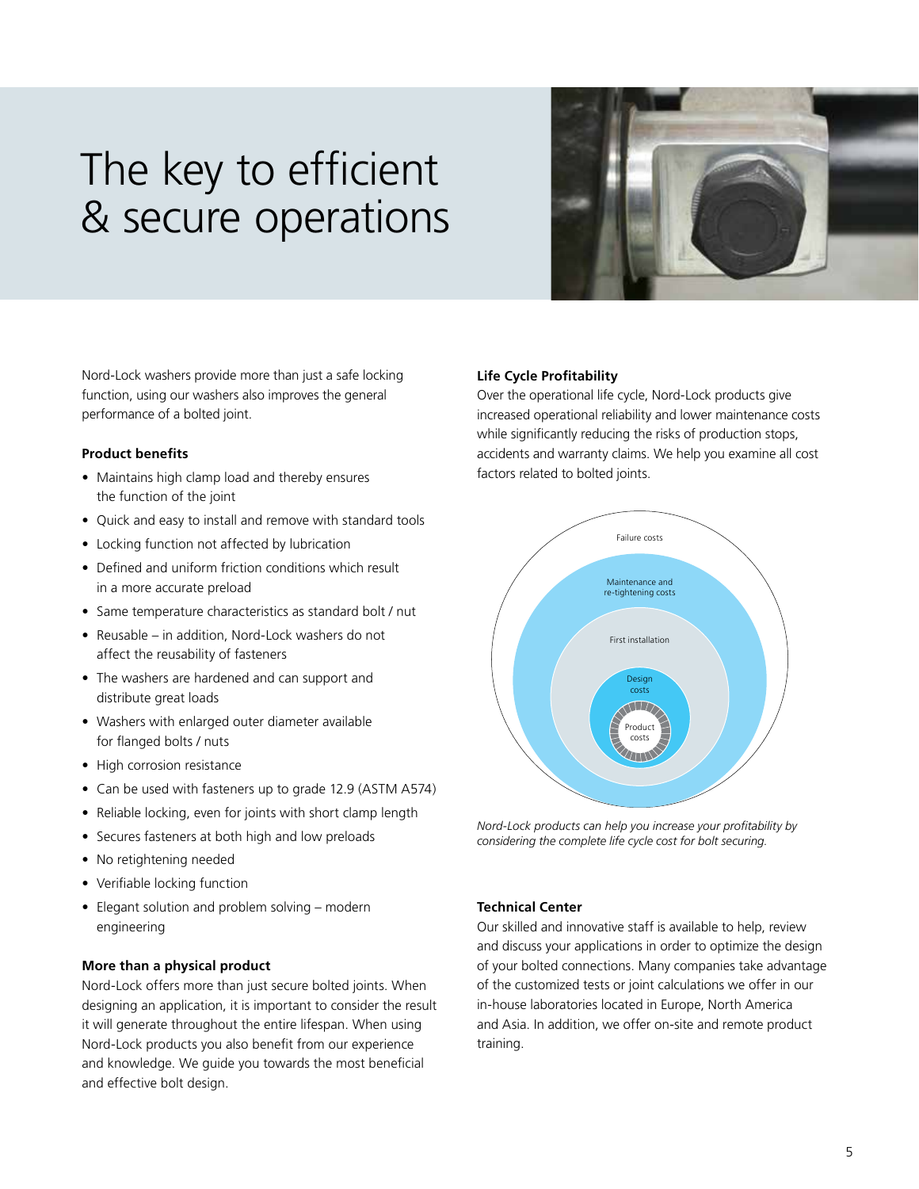# The key to efficient & secure operations

Nord-Lock washers provide more than just a safe locking function, using our washers also improves the general performance of a bolted joint.

**Product benefits**

- Maintains high clamp load and thereby ensures the function of the joint
- Quick and easy to install and remove with standard tools
- Locking function not affected by lubrication
- Defined and uniform friction conditions which result in a more accurate preload
- Same temperature characteristics as standard bolt / nut
- Reusable – in addition, Nord-Lock washers do not affect the reusability of fasteners
- The washers are hardened and can support and distribute great loads
- Washers with enlarged outer diameter available for flanged bolts / nuts
- High corrosion resistance
- Can be used with fasteners up to grade 12.9 (ASTM A574)
- Reliable locking, even for joints with short clamp length
- Secures fasteners at both high and low preloads
- No retightening needed
- Verifiable locking function
- Elegant solution and problem solving – modern engineering

**More than a physical product**

Nord-Lock offers more than just secure bolted joints. When designing an application, it is important to consider the result it will generate throughout the entire lifespan. When using Nord-Lock products you also benefit from our experience and knowledge. We guide you towards the most beneficial and effective bolt design.

**Life Cycle Profitability**

Over the operational life cycle, Nord-Lock products give increased operational reliability and lower maintenance costs while significantly reducing the risks of production stops, accidents and warranty claims. We help you examine all cost factors related to bolted joints.

Failure costs

Maintenance and re-tightening costs

First installation

Design costs

Product costs

*Nord-Lock products can help you increase your profitability by considering the complete life cycle cost for bolt securing.*

**Technical Center**

Our skilled and innovative staff is available to help, review and discuss your applications in order to optimize the design of your bolted connections. Many companies take advantage of the customized tests or joint calculations we offer in our in-house laboratories located in Europe, North America and Asia. In addition, we offer on-site and remote product training.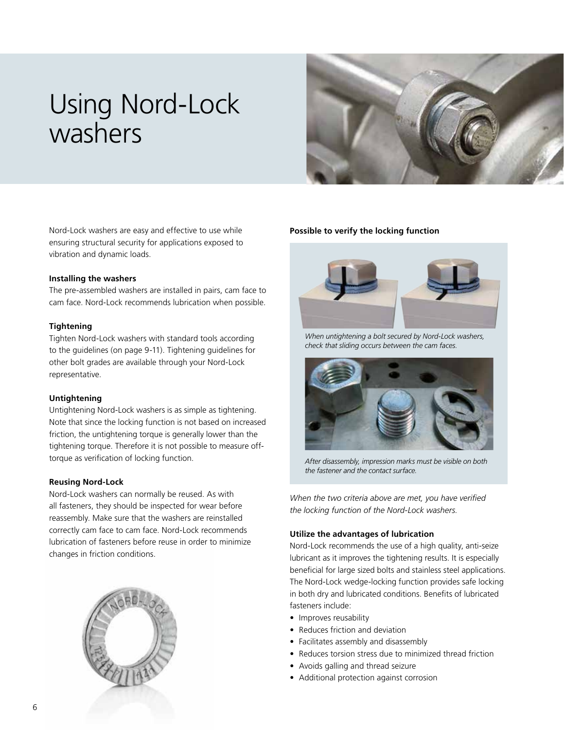# Using Nord-Lock washers

Nord-Lock washers are easy and effective to use while ensuring structural security for applications exposed to vibration and dynamic loads.

**Installing the washers**

The pre-assembled washers are installed in pairs, cam face to cam face. Nord-Lock recommends lubrication when possible.

**Tightening**

Tighten Nord-Lock washers with standard tools according to the guidelines (on page 9-11). Tightening guidelines for other bolt grades are available through your Nord-Lock representative.

**Untightening**

Untightening Nord-Lock washers is as simple as tightening. Note that since the locking function is not based on increased friction, the untightening torque is generally lower than the tightening torque. Therefore it is not possible to measure off-torque as verification of locking function.

**Reusing Nord-Lock**

Nord-Lock washers can normally be reused. As with all fasteners, they should be inspected for wear before reassembly. Make sure that the washers are reinstalled correctly cam face to cam face. Nord-Lock recommends lubrication of fasteners before reuse in order to minimize changes in friction conditions.

**Possible to verify the locking function**

*When untightening a bolt secured by Nord-Lock washers, check that sliding occurs between the cam faces.*

*After disassembly, impression marks must be visible on both the fastener and the contact surface.*

*When the two criteria above are met, you have verified the locking function of the Nord-Lock washers.*

**Utilize the advantages of lubrication**

Nord-Lock recommends the use of a high quality, anti-seize lubricant as it improves the tightening results. It is especially beneficial for large sized bolts and stainless steel applications. The Nord-Lock wedge-locking function provides safe locking in both dry and lubricated conditions. Benefits of lubricated fasteners include:

- Improves reusability
- Reduces friction and deviation
- Facilitates assembly and disassembly
- Reduces torsion stress due to minimized thread friction
- Avoids galling and thread seizure
- Additional protection against corrosion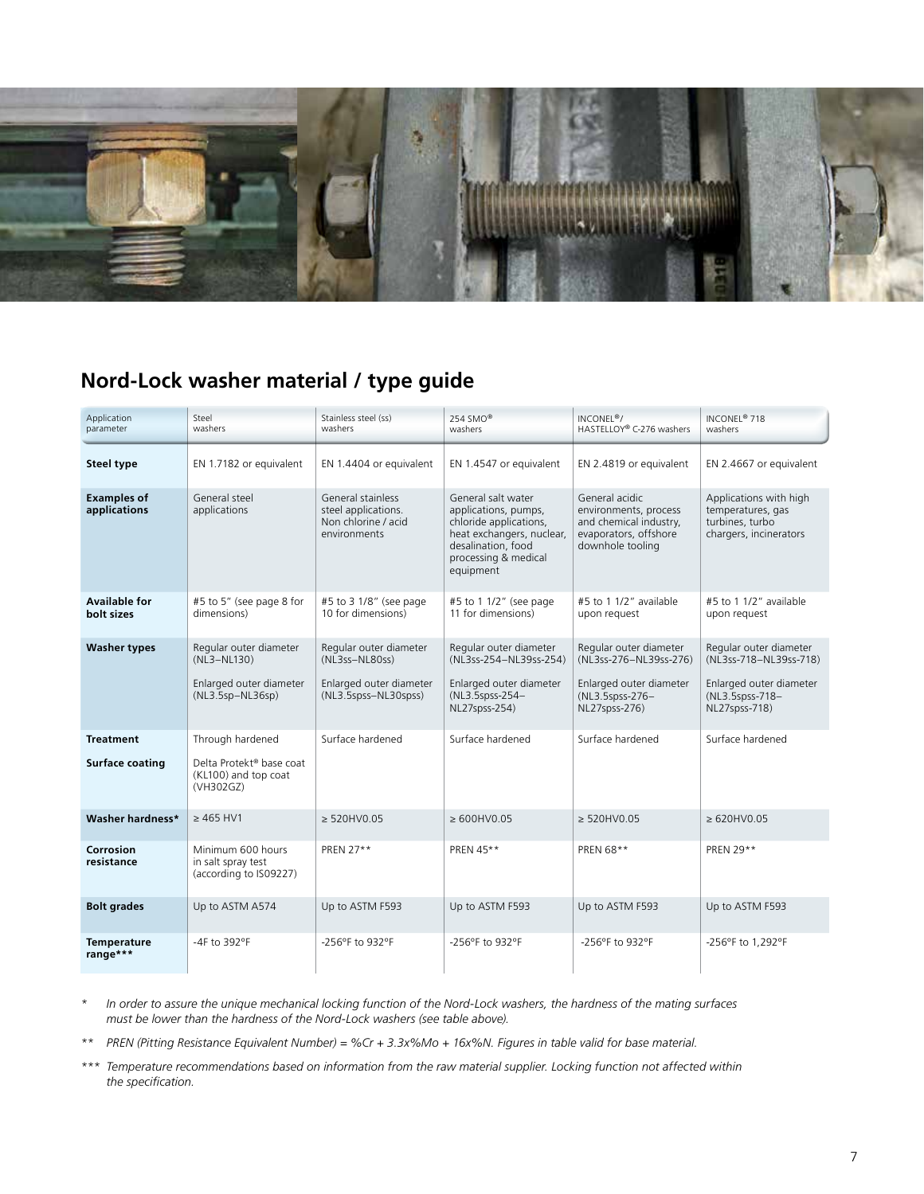## Nord-Lock washer material / type guide

| Application parameter | Steel washers | Stainless steel (ss) washers | 254 SMO® washers | INCONEL®/ HASTELLOY® C-276 washers | INCONEL® 718 washers |
|---|---|---|---|---|---|
| **Steel type** | EN 1.7182 or equivalent | EN 1.4404 or equivalent | EN 1.4547 or equivalent | EN 2.4819 or equivalent | EN 2.4667 or equivalent |
| **Examples of applications** | General steel applications | General stainless steel applications. Non chlorine / acid environments | General salt water applications, pumps, chloride applications, heat exchangers, nuclear, desalination, food processing & medical equipment | General acidic environments, process and chemical industry, evaporators, offshore downhole tooling | Applications with high temperatures, gas turbines, turbo chargers, incinerators |
| **Available for bolt sizes** | #5 to 5" (see page 8 for dimensions) | #5 to 3 1/8" (see page 10 for dimensions) | #5 to 1 1/2" (see page 11 for dimensions) | #5 to 1 1/2" available upon request | #5 to 1 1/2" available upon request |
| **Washer types** | Regular outer diameter (NL3–NL130)<br><br>Enlarged outer diameter (NL3.5sp–NL36sp) | Regular outer diameter (NL3ss–NL80ss)<br><br>Enlarged outer diameter (NL3.5spss–NL30spss) | Regular outer diameter (NL3ss-254–NL39ss-254)<br><br>Enlarged outer diameter (NL3.5spss-254–NL27spss-254) | Regular outer diameter (NL3ss-276–NL39ss-276)<br><br>Enlarged outer diameter (NL3.5spss-276–NL27spss-276) | Regular outer diameter (NL3ss-718–NL39ss-718)<br><br>Enlarged outer diameter (NL3.5spss-718–NL27spss-718) |
| **Treatment** | Through hardened | Surface hardened | Surface hardened | Surface hardened | Surface hardened |
| **Surface coating** | Delta Protekt® base coat (KL100) and top coat (VH302GZ) | | | | |
| **Washer hardness*** | ≥ 465 HV1 | ≥ 520HV0.05 | ≥ 600HV0.05 | ≥ 520HV0.05 | ≥ 620HV0.05 |
| **Corrosion resistance** | Minimum 600 hours in salt spray test (according to IS09227) | PREN 27** | PREN 45** | PREN 68** | PREN 29** |
| **Bolt grades** | Up to ASTM A574 | Up to ASTM F593 | Up to ASTM F593 | Up to ASTM F593 | Up to ASTM F593 |
| **Temperature range***** | -4F to 392°F | -256°F to 932°F | -256°F to 932°F | -256°F to 932°F | -256°F to 1,292°F |

\* *In order to assure the unique mechanical locking function of the Nord-Lock washers, the hardness of the mating surfaces must be lower than the hardness of the Nord-Lock washers (see table above).*

\*\* *PREN (Pitting Resistance Equivalent Number) = %Cr + 3.3x%Mo + 16x%N. Figures in table valid for base material.*

\*\*\* *Temperature recommendations based on information from the raw material supplier. Locking function not affected within the specification.*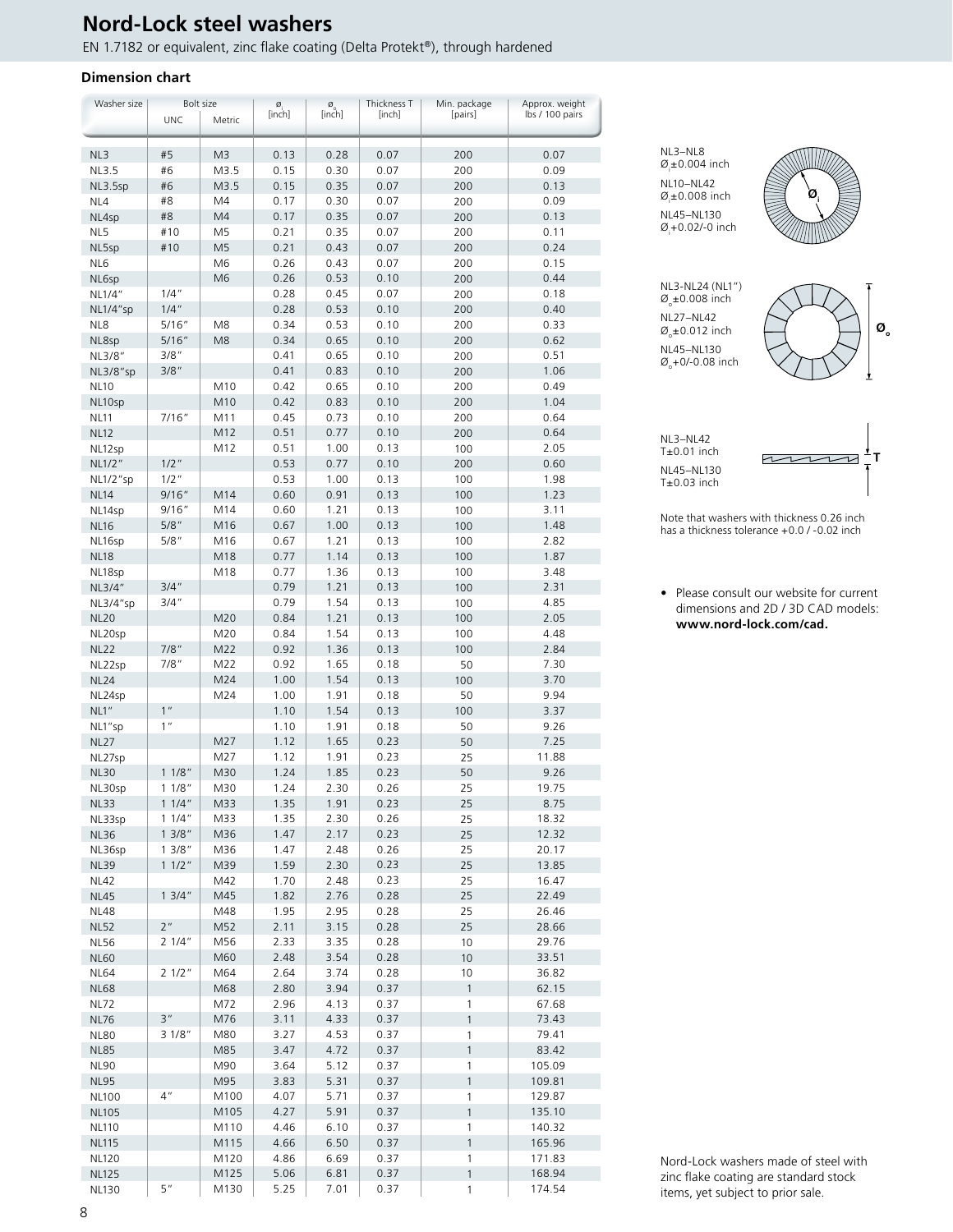# Nord-Lock steel washers

EN 1.7182 or equivalent, zinc flake coating (Delta Protekt®), through hardened

### Dimension chart

| Washer size | Bolt size | | $ø_i$ [inch] | $ø_o$ [inch] | Thickness T [inch] | Min. package [pairs] | Approx. weight lbs / 100 pairs |
|---|---|---|---|---|---|---|---|
| | UNC | Metric | | | | | |
| NL3 | #5 | M3 | 0.13 | 0.28 | 0.07 | 200 | 0.07 |
| NL3.5 | #6 | M3.5 | 0.15 | 0.30 | 0.07 | 200 | 0.09 |
| NL3.5sp | #6 | M3.5 | 0.15 | 0.35 | 0.07 | 200 | 0.13 |
| NL4 | #8 | M4 | 0.17 | 0.30 | 0.07 | 200 | 0.09 |
| NL4sp | #8 | M4 | 0.17 | 0.35 | 0.07 | 200 | 0.13 |
| NL5 | #10 | M5 | 0.21 | 0.35 | 0.07 | 200 | 0.11 |
| NL5sp | #10 | M5 | 0.21 | 0.43 | 0.07 | 200 | 0.24 |
| NL6 | | M6 | 0.26 | 0.43 | 0.07 | 200 | 0.15 |
| NL6sp | | M6 | 0.26 | 0.53 | 0.10 | 200 | 0.44 |
| NL1/4" | 1/4" | | 0.28 | 0.45 | 0.07 | 200 | 0.18 |
| NL1/4"sp | 1/4" | | 0.28 | 0.53 | 0.10 | 200 | 0.40 |
| NL8 | 5/16" | M8 | 0.34 | 0.53 | 0.10 | 200 | 0.33 |
| NL8sp | 5/16" | M8 | 0.34 | 0.65 | 0.10 | 200 | 0.62 |
| NL3/8" | 3/8" | | 0.41 | 0.65 | 0.10 | 200 | 0.51 |
| NL3/8"sp | 3/8" | | 0.41 | 0.83 | 0.10 | 200 | 1.06 |
| NL10 | | M10 | 0.42 | 0.65 | 0.10 | 200 | 0.49 |
| NL10sp | | M10 | 0.42 | 0.83 | 0.10 | 200 | 1.04 |
| NL11 | 7/16" | M11 | 0.45 | 0.73 | 0.10 | 200 | 0.64 |
| NL12 | | M12 | 0.51 | 0.77 | 0.10 | 200 | 0.64 |
| NL12sp | | M12 | 0.51 | 1.00 | 0.13 | 100 | 2.05 |
| NL1/2" | 1/2" | | 0.53 | 0.77 | 0.10 | 200 | 0.60 |
| NL1/2"sp | 1/2" | | 0.53 | 1.00 | 0.13 | 100 | 1.98 |
| NL14 | 9/16" | M14 | 0.60 | 0.91 | 0.13 | 100 | 1.23 |
| NL14sp | 9/16" | M14 | 0.60 | 1.21 | 0.13 | 100 | 3.11 |
| NL16 | 5/8" | M16 | 0.67 | 1.00 | 0.13 | 100 | 1.48 |
| NL16sp | 5/8" | M16 | 0.67 | 1.21 | 0.13 | 100 | 2.82 |
| NL18 | | M18 | 0.77 | 1.14 | 0.13 | 100 | 1.87 |
| NL18sp | | M18 | 0.77 | 1.36 | 0.13 | 100 | 3.48 |
| NL3/4" | 3/4" | | 0.79 | 1.21 | 0.13 | 100 | 2.31 |
| NL3/4"sp | 3/4" | | 0.79 | 1.54 | 0.13 | 100 | 4.85 |
| NL20 | | M20 | 0.84 | 1.21 | 0.13 | 100 | 2.05 |
| NL20sp | | M20 | 0.84 | 1.54 | 0.13 | 100 | 4.48 |
| NL22 | 7/8" | M22 | 0.92 | 1.36 | 0.13 | 100 | 2.84 |
| NL22sp | 7/8" | M22 | 0.92 | 1.65 | 0.18 | 50 | 7.30 |
| NL24 | | M24 | 1.00 | 1.54 | 0.13 | 100 | 3.70 |
| NL24sp | | M24 | 1.00 | 1.91 | 0.18 | 50 | 9.94 |
| NL1" | 1" | | 1.10 | 1.54 | 0.13 | 100 | 3.37 |
| NL1"sp | 1" | | 1.10 | 1.91 | 0.18 | 50 | 9.26 |
| NL27 | | M27 | 1.12 | 1.65 | 0.23 | 50 | 7.25 |
| NL27sp | | M27 | 1.12 | 1.91 | 0.23 | 25 | 11.88 |
| NL30 | 1 1/8" | M30 | 1.24 | 1.85 | 0.23 | 50 | 9.26 |
| NL30sp | 1 1/8" | M30 | 1.24 | 2.30 | 0.26 | 25 | 19.75 |
| NL33 | 1 1/4" | M33 | 1.35 | 1.91 | 0.23 | 25 | 8.75 |
| NL33sp | 1 1/4" | M33 | 1.35 | 2.30 | 0.26 | 25 | 18.32 |
| NL36 | 1 3/8" | M36 | 1.47 | 2.17 | 0.23 | 25 | 12.32 |
| NL36sp | 1 3/8" | M36 | 1.47 | 2.48 | 0.26 | 25 | 20.17 |
| NL39 | 1 1/2" | M39 | 1.59 | 2.30 | 0.23 | 25 | 13.85 |
| NL42 | | M42 | 1.70 | 2.48 | 0.23 | 25 | 16.47 |
| NL45 | 1 3/4" | M45 | 1.82 | 2.76 | 0.28 | 25 | 22.49 |
| NL48 | | M48 | 1.95 | 2.95 | 0.28 | 25 | 26.46 |
| NL52 | 2" | M52 | 2.11 | 3.15 | 0.28 | 25 | 28.66 |
| NL56 | 2 1/4" | M56 | 2.33 | 3.35 | 0.28 | 10 | 29.76 |
| NL60 | | M60 | 2.48 | 3.54 | 0.28 | 10 | 33.51 |
| NL64 | 2 1/2" | M64 | 2.64 | 3.74 | 0.28 | 10 | 36.82 |
| NL68 | | M68 | 2.80 | 3.94 | 0.37 | 1 | 62.15 |
| NL72 | | M72 | 2.96 | 4.13 | 0.37 | 1 | 67.68 |
| NL76 | 3" | M76 | 3.11 | 4.33 | 0.37 | 1 | 73.43 |
| NL80 | 3 1/8" | M80 | 3.27 | 4.53 | 0.37 | 1 | 79.41 |
| NL85 | | M85 | 3.47 | 4.72 | 0.37 | 1 | 83.42 |
| NL90 | | M90 | 3.64 | 5.12 | 0.37 | 1 | 105.09 |
| NL95 | | M95 | 3.83 | 5.31 | 0.37 | 1 | 109.81 |
| NL100 | 4" | M100 | 4.07 | 5.71 | 0.37 | 1 | 129.87 |
| NL105 | | M105 | 4.27 | 5.91 | 0.37 | 1 | 135.10 |
| NL110 | | M110 | 4.46 | 6.10 | 0.37 | 1 | 140.32 |
| NL115 | | M115 | 4.66 | 6.50 | 0.37 | 1 | 165.96 |
| NL120 | | M120 | 4.86 | 6.69 | 0.37 | 1 | 171.83 |
| NL125 | | M125 | 5.06 | 6.81 | 0.37 | 1 | 168.94 |
| NL130 | 5" | M130 | 5.25 | 7.01 | 0.37 | 1 | 174.54 |

NL3–NL8
$Ø_i$±0.004 inch

NL10–NL42
$Ø_i$±0.008 inch

NL45–NL130
$Ø_i$+0.02/-0 inch

NL3-NL24 (NL1")
$Ø_o$±0.008 inch

NL27–NL42
$Ø_o$±0.012 inch

NL45–NL130
$Ø_o$+0/-0.08 inch

NL3–NL42
T±0.01 inch

NL45–NL130
T±0.03 inch

Note that washers with thickness 0.26 inch has a thickness tolerance +0.0 / -0.02 inch

- Please consult our website for current dimensions and 2D / 3D CAD models: **www.nord-lock.com/cad.**

Nord-Lock washers made of steel with zinc flake coating are standard stock items, yet subject to prior sale.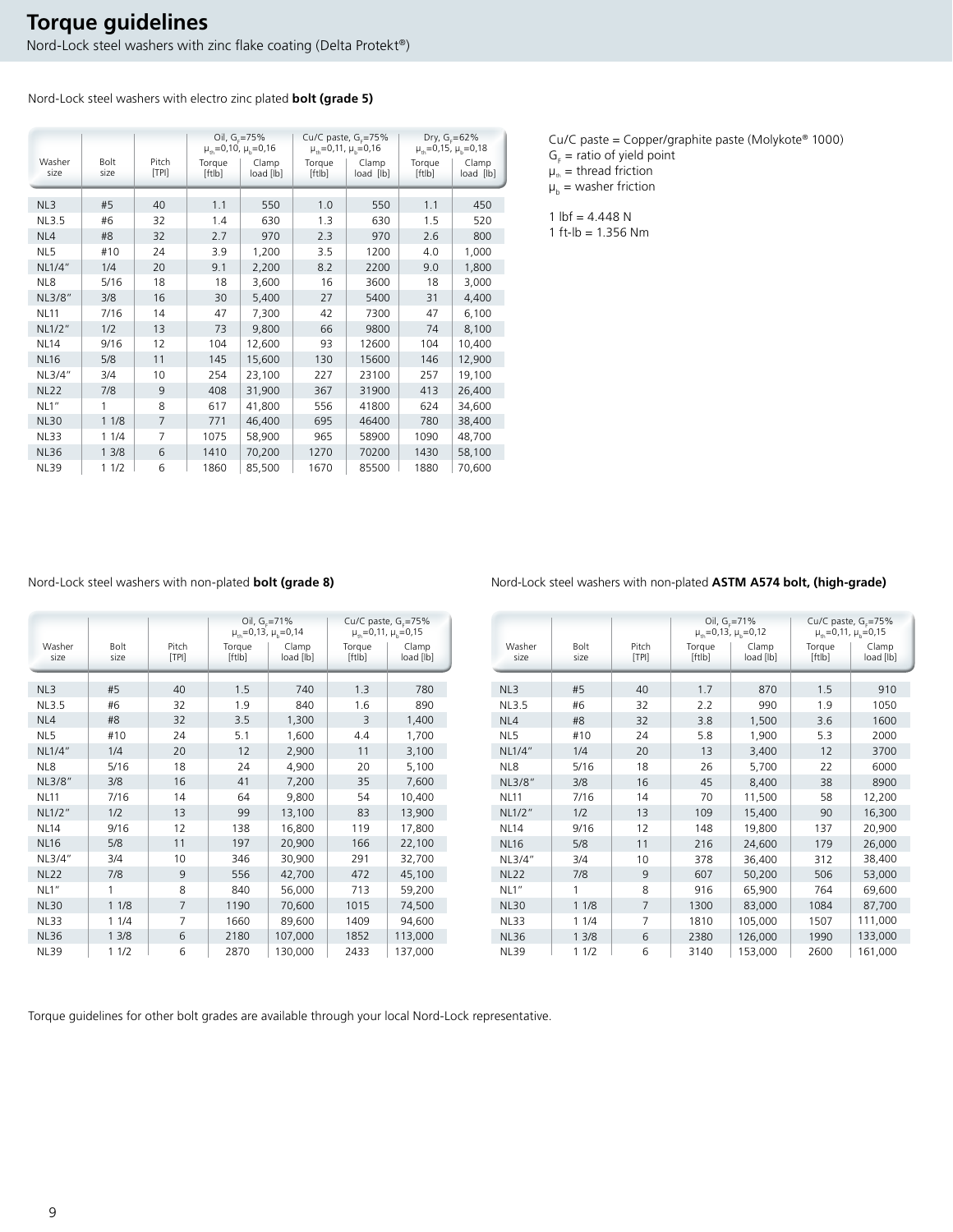# Torque guidelines

Nord-Lock steel washers with zinc flake coating (Delta Protekt®)

Nord-Lock steel washers with electro zinc plated **bolt (grade 5)**

| Washer size | Bolt size | Pitch [TPI] | Oil, $G_F$=75% $\mu_{th}$=0,10, $\mu_b$=0,16 Torque [ftlb] | Clamp load [lb] | Cu/C paste, $G_F$=75% $\mu_{th}$=0,11, $\mu_b$=0,16 Torque [ftlb] | Clamp load [lb] | Dry, $G_F$=62% $\mu_{th}$=0,15, $\mu_b$=0,18 Torque [ftlb] | Clamp load [lb] |
|---|---|---|---|---|---|---|---|---|
| NL3 | #5 | 40 | 1.1 | 550 | 1.0 | 550 | 1.1 | 450 |
| NL3.5 | #6 | 32 | 1.4 | 630 | 1.3 | 630 | 1.5 | 520 |
| NL4 | #8 | 32 | 2.7 | 970 | 2.3 | 970 | 2.6 | 800 |
| NL5 | #10 | 24 | 3.9 | 1,200 | 3.5 | 1200 | 4.0 | 1,000 |
| NL1/4" | 1/4 | 20 | 9.1 | 2,200 | 8.2 | 2200 | 9.0 | 1,800 |
| NL8 | 5/16 | 18 | 18 | 3,600 | 16 | 3600 | 18 | 3,000 |
| NL3/8" | 3/8 | 16 | 30 | 5,400 | 27 | 5400 | 31 | 4,400 |
| NL11 | 7/16 | 14 | 47 | 7,300 | 42 | 7300 | 47 | 6,100 |
| NL1/2" | 1/2 | 13 | 73 | 9,800 | 66 | 9800 | 74 | 8,100 |
| NL14 | 9/16 | 12 | 104 | 12,600 | 93 | 12600 | 104 | 10,400 |
| NL16 | 5/8 | 11 | 145 | 15,600 | 130 | 15600 | 146 | 12,900 |
| NL3/4" | 3/4 | 10 | 254 | 23,100 | 227 | 23100 | 257 | 19,100 |
| NL22 | 7/8 | 9 | 408 | 31,900 | 367 | 31900 | 413 | 26,400 |
| NL1" | 1 | 8 | 617 | 41,800 | 556 | 41800 | 624 | 34,600 |
| NL30 | 1 1/8 | 7 | 771 | 46,400 | 695 | 46400 | 780 | 38,400 |
| NL33 | 1 1/4 | 7 | 1075 | 58,900 | 965 | 58900 | 1090 | 48,700 |
| NL36 | 1 3/8 | 6 | 1410 | 70,200 | 1270 | 70200 | 1430 | 58,100 |
| NL39 | 1 1/2 | 6 | 1860 | 85,500 | 1670 | 85500 | 1880 | 70,600 |

Cu/C paste = Copper/graphite paste (Molykote® 1000)
$G_F$ = ratio of yield point
$\mu_{th}$ = thread friction
$\mu_b$ = washer friction

1 lbf = 4.448 N
1 ft-lb = 1.356 Nm

Nord-Lock steel washers with non-plated **bolt (grade 8)**

| Washer size | Bolt size | Pitch [TPI] | Oil, $G_F$=71% $\mu_{th}$=0,13, $\mu_b$=0,14 Torque [ftlb] | Clamp load [lb] | Cu/C paste, $G_F$=75% $\mu_{th}$=0,11, $\mu_b$=0,15 Torque [ftlb] | Clamp load [lb] |
|---|---|---|---|---|---|---|
| NL3 | #5 | 40 | 1.5 | 740 | 1.3 | 780 |
| NL3.5 | #6 | 32 | 1.9 | 840 | 1.6 | 890 |
| NL4 | #8 | 32 | 3.5 | 1,300 | 3 | 1,400 |
| NL5 | #10 | 24 | 5.1 | 1,600 | 4.4 | 1,700 |
| NL1/4" | 1/4 | 20 | 12 | 2,900 | 11 | 3,100 |
| NL8 | 5/16 | 18 | 24 | 4,900 | 20 | 5,100 |
| NL3/8" | 3/8 | 16 | 41 | 7,200 | 35 | 7,600 |
| NL11 | 7/16 | 14 | 64 | 9,800 | 54 | 10,400 |
| NL1/2" | 1/2 | 13 | 99 | 13,100 | 83 | 13,900 |
| NL14 | 9/16 | 12 | 138 | 16,800 | 119 | 17,800 |
| NL16 | 5/8 | 11 | 197 | 20,900 | 166 | 22,100 |
| NL3/4" | 3/4 | 10 | 346 | 30,900 | 291 | 32,700 |
| NL22 | 7/8 | 9 | 556 | 42,700 | 472 | 45,100 |
| NL1" | 1 | 8 | 840 | 56,000 | 713 | 59,200 |
| NL30 | 1 1/8 | 7 | 1190 | 70,600 | 1015 | 74,500 |
| NL33 | 1 1/4 | 7 | 1660 | 89,600 | 1409 | 94,600 |
| NL36 | 1 3/8 | 6 | 2180 | 107,000 | 1852 | 113,000 |
| NL39 | 1 1/2 | 6 | 2870 | 130,000 | 2433 | 137,000 |

Nord-Lock steel washers with non-plated **ASTM A574 bolt, (high-grade)**

| Washer size | Bolt size | Pitch [TPI] | Oil, $G_F$=71% $\mu_{th}$=0,13, $\mu_b$=0,12 Torque [ftlb] | Clamp load [lb] | Cu/C paste, $G_F$=75% $\mu_{th}$=0,11, $\mu_b$=0,15 Torque [ftlb] | Clamp load [lb] |
|---|---|---|---|---|---|---|
| NL3 | #5 | 40 | 1.7 | 870 | 1.5 | 910 |
| NL3.5 | #6 | 32 | 2.2 | 990 | 1.9 | 1050 |
| NL4 | #8 | 32 | 3.8 | 1,500 | 3.6 | 1600 |
| NL5 | #10 | 24 | 5.8 | 1,900 | 5.3 | 2000 |
| NL1/4" | 1/4 | 20 | 13 | 3,400 | 12 | 3700 |
| NL8 | 5/16 | 18 | 26 | 5,700 | 22 | 6000 |
| NL3/8" | 3/8 | 16 | 45 | 8,400 | 38 | 8900 |
| NL11 | 7/16 | 14 | 70 | 11,500 | 58 | 12,200 |
| NL1/2" | 1/2 | 13 | 109 | 15,400 | 90 | 16,300 |
| NL14 | 9/16 | 12 | 148 | 19,800 | 137 | 20,900 |
| NL16 | 5/8 | 11 | 216 | 24,600 | 179 | 26,000 |
| NL3/4" | 3/4 | 10 | 378 | 36,400 | 312 | 38,400 |
| NL22 | 7/8 | 9 | 607 | 50,200 | 506 | 53,000 |
| NL1" | 1 | 8 | 916 | 65,900 | 764 | 69,600 |
| NL30 | 1 1/8 | 7 | 1300 | 83,000 | 1084 | 87,700 |
| NL33 | 1 1/4 | 7 | 1810 | 105,000 | 1507 | 111,000 |
| NL36 | 1 3/8 | 6 | 2380 | 126,000 | 1990 | 133,000 |
| NL39 | 1 1/2 | 6 | 3140 | 153,000 | 2600 | 161,000 |

Torque guidelines for other bolt grades are available through your local Nord-Lock representative.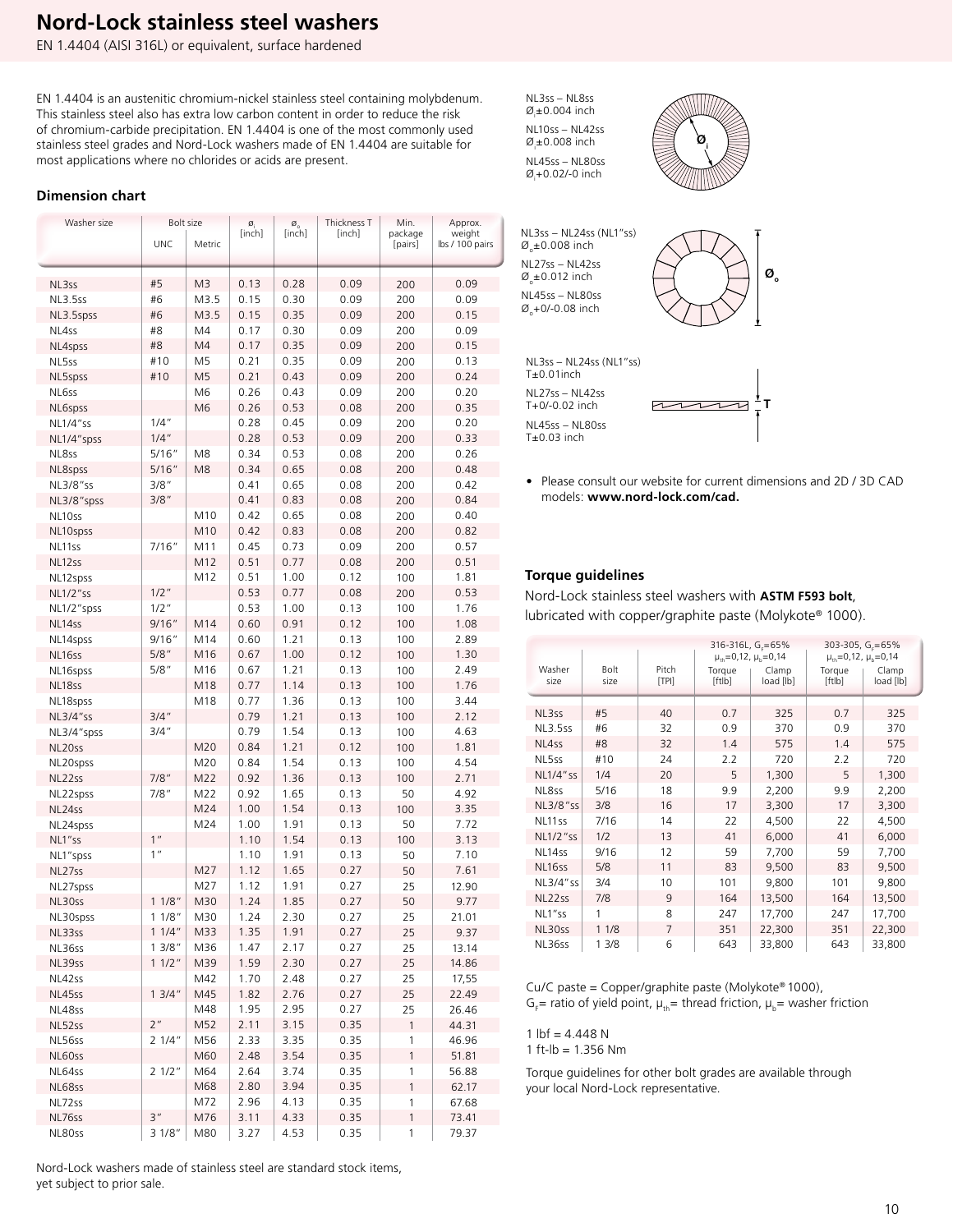# Nord-Lock stainless steel washers

EN 1.4404 (AISI 316L) or equivalent, surface hardened

EN 1.4404 is an austenitic chromium-nickel stainless steel containing molybdenum. This stainless steel also has extra low carbon content in order to reduce the risk of chromium-carbide precipitation. EN 1.4404 is one of the most commonly used stainless steel grades and Nord-Lock washers made of EN 1.4404 are suitable for most applications where no chlorides or acids are present.

### Dimension chart

| Washer size | Bolt size UNC | Bolt size Metric | $Ø_i$ [inch] | $Ø_o$ [inch] | Thickness T [inch] | Min. package [pairs] | Approx. weight lbs / 100 pairs |
|---|---|---|---|---|---|---|---|
| NL3ss | #5 | M3 | 0.13 | 0.28 | 0.09 | 200 | 0.09 |
| NL3.5ss | #6 | M3.5 | 0.15 | 0.30 | 0.09 | 200 | 0.09 |
| NL3.5spss | #6 | M3.5 | 0.15 | 0.35 | 0.09 | 200 | 0.15 |
| NL4ss | #8 | M4 | 0.17 | 0.30 | 0.09 | 200 | 0.09 |
| NL4spss | #8 | M4 | 0.17 | 0.35 | 0.09 | 200 | 0.15 |
| NL5ss | #10 | M5 | 0.21 | 0.35 | 0.09 | 200 | 0.13 |
| NL5spss | #10 | M5 | 0.21 | 0.43 | 0.09 | 200 | 0.24 |
| NL6ss | | M6 | 0.26 | 0.43 | 0.09 | 200 | 0.20 |
| NL6spss | | M6 | 0.26 | 0.53 | 0.08 | 200 | 0.35 |
| NL1/4"ss | 1/4" | | 0.28 | 0.45 | 0.09 | 200 | 0.20 |
| NL1/4"spss | 1/4" | | 0.28 | 0.53 | 0.09 | 200 | 0.33 |
| NL8ss | 5/16" | M8 | 0.34 | 0.53 | 0.08 | 200 | 0.26 |
| NL8spss | 5/16" | M8 | 0.34 | 0.65 | 0.08 | 200 | 0.48 |
| NL3/8"ss | 3/8" | | 0.41 | 0.65 | 0.08 | 200 | 0.42 |
| NL3/8"spss | 3/8" | | 0.41 | 0.83 | 0.08 | 200 | 0.84 |
| NL10ss | | M10 | 0.42 | 0.65 | 0.08 | 200 | 0.40 |
| NL10spss | | M10 | 0.42 | 0.83 | 0.08 | 200 | 0.82 |
| NL11ss | 7/16" | M11 | 0.45 | 0.73 | 0.09 | 200 | 0.57 |
| NL12ss | | M12 | 0.51 | 0.77 | 0.08 | 200 | 0.51 |
| NL12spss | | M12 | 0.51 | 1.00 | 0.12 | 100 | 1.81 |
| NL1/2"ss | 1/2" | | 0.53 | 0.77 | 0.08 | 200 | 0.53 |
| NL1/2"spss | 1/2" | | 0.53 | 1.00 | 0.13 | 100 | 1.76 |
| NL14ss | 9/16" | M14 | 0.60 | 0.91 | 0.12 | 100 | 1.08 |
| NL14spss | 9/16" | M14 | 0.60 | 1.21 | 0.13 | 100 | 2.89 |
| NL16ss | 5/8" | M16 | 0.67 | 1.00 | 0.12 | 100 | 1.30 |
| NL16spss | 5/8" | M16 | 0.67 | 1.21 | 0.13 | 100 | 2.49 |
| NL18ss | | M18 | 0.77 | 1.14 | 0.13 | 100 | 1.76 |
| NL18spss | | M18 | 0.77 | 1.36 | 0.13 | 100 | 3.44 |
| NL3/4"ss | 3/4" | | 0.79 | 1.21 | 0.13 | 100 | 2.12 |
| NL3/4"spss | 3/4" | | 0.79 | 1.54 | 0.13 | 100 | 4.63 |
| NL20ss | | M20 | 0.84 | 1.21 | 0.12 | 100 | 1.81 |
| NL20spss | | M20 | 0.84 | 1.54 | 0.13 | 100 | 4.54 |
| NL22ss | 7/8" | M22 | 0.92 | 1.36 | 0.13 | 100 | 2.71 |
| NL22spss | 7/8" | M22 | 0.92 | 1.65 | 0.13 | 50 | 4.92 |
| NL24ss | | M24 | 1.00 | 1.54 | 0.13 | 100 | 3.35 |
| NL24spss | | M24 | 1.00 | 1.91 | 0.13 | 50 | 7.72 |
| NL1"ss | 1" | | 1.10 | 1.54 | 0.13 | 100 | 3.13 |
| NL1"spss | 1" | | 1.10 | 1.91 | 0.13 | 50 | 7.10 |
| NL27ss | | M27 | 1.12 | 1.65 | 0.27 | 50 | 7.61 |
| NL27spss | | M27 | 1.12 | 1.91 | 0.27 | 25 | 12.90 |
| NL30ss | 1 1/8" | M30 | 1.24 | 1.85 | 0.27 | 50 | 9.77 |
| NL30spss | 1 1/8" | M30 | 1.24 | 2.30 | 0.27 | 25 | 21.01 |
| NL33ss | 1 1/4" | M33 | 1.35 | 1.91 | 0.27 | 25 | 9.37 |
| NL36ss | 1 3/8" | M36 | 1.47 | 2.17 | 0.27 | 25 | 13.14 |
| NL39ss | 1 1/2" | M39 | 1.59 | 2.30 | 0.27 | 25 | 14.86 |
| NL42ss | | M42 | 1.70 | 2.48 | 0.27 | 25 | 17,55 |
| NL45ss | 1 3/4" | M45 | 1.82 | 2.76 | 0.27 | 25 | 22.49 |
| NL48ss | | M48 | 1.95 | 2.95 | 0.27 | 25 | 26.46 |
| NL52ss | 2" | M52 | 2.11 | 3.15 | 0.35 | 1 | 44.31 |
| NL56ss | 2 1/4" | M56 | 2.33 | 3.35 | 0.35 | 1 | 46.96 |
| NL60ss | | M60 | 2.48 | 3.54 | 0.35 | 1 | 51.81 |
| NL64ss | 2 1/2" | M64 | 2.64 | 3.74 | 0.35 | 1 | 56.88 |
| NL68ss | | M68 | 2.80 | 3.94 | 0.35 | 1 | 62.17 |
| NL72ss | | M72 | 2.96 | 4.13 | 0.35 | 1 | 67.68 |
| NL76ss | 3" | M76 | 3.11 | 4.33 | 0.35 | 1 | 73.41 |
| NL80ss | 3 1/8" | M80 | 3.27 | 4.53 | 0.35 | 1 | 79.37 |

Nord-Lock washers made of stainless steel are standard stock items, yet subject to prior sale.

NL3ss – NL8ss
$Ø_i$±0.004 inch
NL10ss – NL42ss
$Ø_i$±0.008 inch
NL45ss – NL80ss
$Ø_i$+0.02/-0 inch

NL3ss – NL24ss (NL1"ss)
$Ø_o$±0.008 inch
NL27ss – NL42ss
$Ø_o$±0.012 inch
NL45ss – NL80ss
$Ø_o$+0/-0.08 inch

NL3ss – NL24ss (NL1"ss)
T±0.01inch
NL27ss – NL42ss
T+0/-0.02 inch
NL45ss – NL80ss
T±0.03 inch

- Please consult our website for current dimensions and 2D / 3D CAD models: **www.nord-lock.com/cad.**

### Torque guidelines

Nord-Lock stainless steel washers with **ASTM F593 bolt**, lubricated with copper/graphite paste (Molykote® 1000).

| Washer size | Bolt size | Pitch [TPI] | 316-316L, $G_F$=65%, $\mu_{th}$=0,12, $\mu_b$=0,14 Torque [ftlb] | Clamp load [lb] | 303-305, $G_F$=65%, $\mu_{th}$=0,12, $\mu_b$=0,14 Torque [ftlb] | Clamp load [lb] |
|---|---|---|---|---|---|---|
| NL3ss | #5 | 40 | 0.7 | 325 | 0.7 | 325 |
| NL3.5ss | #6 | 32 | 0.9 | 370 | 0.9 | 370 |
| NL4ss | #8 | 32 | 1.4 | 575 | 1.4 | 575 |
| NL5ss | #10 | 24 | 2.2 | 720 | 2.2 | 720 |
| NL1/4"ss | 1/4 | 20 | 5 | 1,300 | 5 | 1,300 |
| NL8ss | 5/16 | 18 | 9.9 | 2,200 | 9.9 | 2,200 |
| NL3/8"ss | 3/8 | 16 | 17 | 3,300 | 17 | 3,300 |
| NL11ss | 7/16 | 14 | 22 | 4,500 | 22 | 4,500 |
| NL1/2"ss | 1/2 | 13 | 41 | 6,000 | 41 | 6,000 |
| NL14ss | 9/16 | 12 | 59 | 7,700 | 59 | 7,700 |
| NL16ss | 5/8 | 11 | 83 | 9,500 | 83 | 9,500 |
| NL3/4"ss | 3/4 | 10 | 101 | 9,800 | 101 | 9,800 |
| NL22ss | 7/8 | 9 | 164 | 13,500 | 164 | 13,500 |
| NL1"ss | 1 | 8 | 247 | 17,700 | 247 | 17,700 |
| NL30ss | 1 1/8 | 7 | 351 | 22,300 | 351 | 22,300 |
| NL36ss | 1 3/8 | 6 | 643 | 33,800 | 643 | 33,800 |

Cu/C paste = Copper/graphite paste (Molykote® 1000),
$G_F$= ratio of yield point, $\mu_{th}$= thread friction, $\mu_b$= washer friction

1 lbf = 4.448 N
1 ft-lb = 1.356 Nm

Torque guidelines for other bolt grades are available through your local Nord-Lock representative.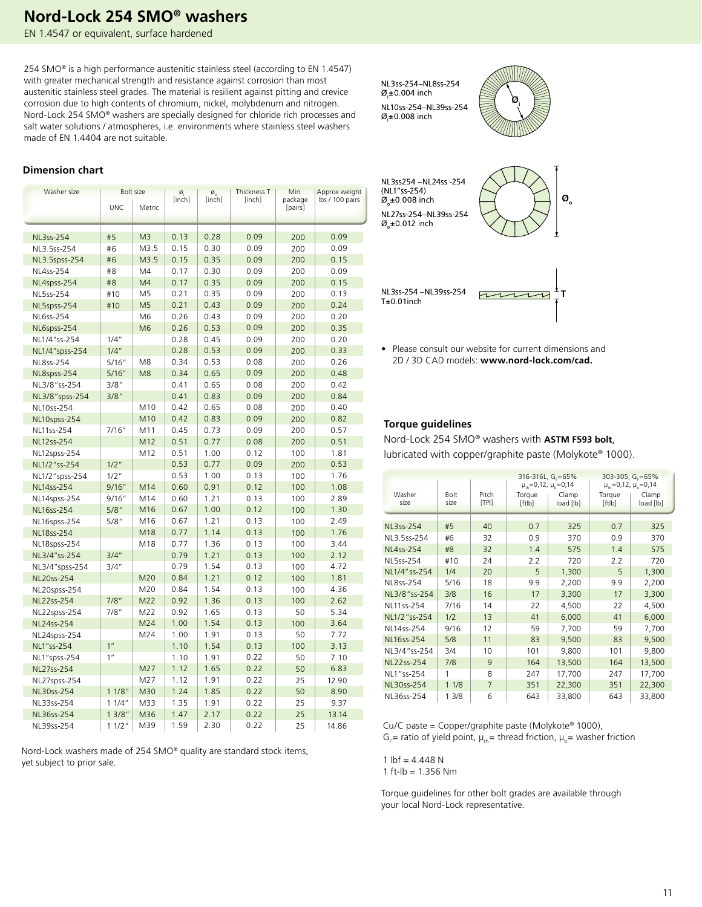# Nord-Lock 254 SMO® washers

EN 1.4547 or equivalent, surface hardened

254 SMO® is a high performance austenitic stainless steel (according to EN 1.4547) with greater mechanical strength and resistance against corrosion than most austenitic stainless steel grades. The material is resilient against pitting and crevice corrosion due to high contents of chromium, nickel, molybdenum and nitrogen. Nord-Lock 254 SMO® washers are specially designed for chloride rich processes and salt water solutions / atmospheres, i.e. environments where stainless steel washers made of EN 1.4404 are not suitable.

NL3ss-254–NL8ss-254
$Ø_i$±0.004 inch
NL10ss-254–NL39ss-254
$Ø_i$±0.008 inch

NL3ss254 –NL24ss -254
(NL1"ss-254)
$Ø_o$±0.008 inch
NL27ss-254–NL39ss-254
$Ø_o$±0.012 inch

NL3ss-254 –NL39ss-254
T±0.01inch

### Dimension chart

| Washer size | Bolt size | | $ø_i$ [inch] | $ø_o$ [inch] | Thickness T [inch] | Min. package [pairs] | Approx weight lbs / 100 pairs |
|---|---|---|---|---|---|---|---|
| | UNC | Metric | | | | | |
| NL3ss-254 | #5 | M3 | 0.13 | 0.28 | 0.09 | 200 | 0.09 |
| NL3.5ss-254 | #6 | M3.5 | 0.15 | 0.30 | 0.09 | 200 | 0.09 |
| NL3.5spss-254 | #6 | M3.5 | 0.15 | 0.35 | 0.09 | 200 | 0.15 |
| NL4ss-254 | #8 | M4 | 0.17 | 0.30 | 0.09 | 200 | 0.09 |
| NL4spss-254 | #8 | M4 | 0.17 | 0.35 | 0.09 | 200 | 0.15 |
| NL5ss-254 | #10 | M5 | 0.21 | 0.35 | 0.09 | 200 | 0.13 |
| NL5spss-254 | #10 | M5 | 0.21 | 0.43 | 0.09 | 200 | 0.24 |
| NL6ss-254 | | M6 | 0.26 | 0.43 | 0.09 | 200 | 0.20 |
| NL6spss-254 | | M6 | 0.26 | 0.53 | 0.09 | 200 | 0.35 |
| NL1/4"ss-254 | 1/4" | | 0.28 | 0.45 | 0.09 | 200 | 0.20 |
| NL1/4"spss-254 | 1/4" | | 0.28 | 0.53 | 0.09 | 200 | 0.33 |
| NL8ss-254 | 5/16" | M8 | 0.34 | 0.53 | 0.08 | 200 | 0.26 |
| NL8spss-254 | 5/16" | M8 | 0.34 | 0.65 | 0.09 | 200 | 0.48 |
| NL3/8"ss-254 | 3/8" | | 0.41 | 0.65 | 0.08 | 200 | 0.42 |
| NL3/8"spss-254 | 3/8" | | 0.41 | 0.83 | 0.09 | 200 | 0.84 |
| NL10ss-254 | | M10 | 0.42 | 0.65 | 0.08 | 200 | 0.40 |
| NL10spss-254 | | M10 | 0.42 | 0.83 | 0.09 | 200 | 0.82 |
| NL11ss-254 | 7/16" | M11 | 0.45 | 0.73 | 0.09 | 200 | 0.57 |
| NL12ss-254 | | M12 | 0.51 | 0.77 | 0.08 | 200 | 0.51 |
| NL12spss-254 | | M12 | 0.51 | 1.00 | 0.12 | 100 | 1.81 |
| NL1/2"ss-254 | 1/2" | | 0.53 | 0.77 | 0.09 | 200 | 0.53 |
| NL1/2"spss-254 | 1/2" | | 0.53 | 1.00 | 0.13 | 100 | 1.76 |
| NL14ss-254 | 9/16" | M14 | 0.60 | 0.91 | 0.12 | 100 | 1.08 |
| NL14spss-254 | 9/16" | M14 | 0.60 | 1.21 | 0.13 | 100 | 2.89 |
| NL16ss-254 | 5/8" | M16 | 0.67 | 1.00 | 0.12 | 100 | 1.30 |
| NL16spss-254 | 5/8" | M16 | 0.67 | 1.21 | 0.13 | 100 | 2.49 |
| NL18ss-254 | | M18 | 0.77 | 1.14 | 0.13 | 100 | 1.76 |
| NL18spss-254 | | M18 | 0.77 | 1.36 | 0.13 | 100 | 3.44 |
| NL3/4"ss-254 | 3/4" | | 0.79 | 1.21 | 0.13 | 100 | 2.12 |
| NL3/4"spss-254 | 3/4" | | 0.79 | 1.54 | 0.13 | 100 | 4.72 |
| NL20ss-254 | | M20 | 0.84 | 1.21 | 0.12 | 100 | 1.81 |
| NL20spss-254 | | M20 | 0.84 | 1.54 | 0.13 | 100 | 4.36 |
| NL22ss-254 | 7/8" | M22 | 0.92 | 1.36 | 0.13 | 100 | 2.62 |
| NL22spss-254 | 7/8" | M22 | 0.92 | 1.65 | 0.13 | 50 | 5.34 |
| NL24ss-254 | | M24 | 1.00 | 1.54 | 0.13 | 100 | 3.64 |
| NL24spss-254 | | M24 | 1.00 | 1.91 | 0.13 | 50 | 7.72 |
| NL1"ss-254 | 1" | | 1.10 | 1.54 | 0.13 | 100 | 3.13 |
| NL1"spss-254 | 1" | | 1.10 | 1.91 | 0.22 | 50 | 7.10 |
| NL27ss-254 | | M27 | 1.12 | 1.65 | 0.22 | 50 | 6.83 |
| NL27spss-254 | | M27 | 1.12 | 1.91 | 0.22 | 25 | 12.90 |
| NL30ss-254 | 1 1/8" | M30 | 1.24 | 1.85 | 0.22 | 50 | 8.90 |
| NL33ss-254 | 1 1/4" | M33 | 1.35 | 1.91 | 0.22 | 25 | 9.37 |
| NL36ss-254 | 1 3/8" | M36 | 1.47 | 2.17 | 0.22 | 25 | 13.14 |
| NL39ss-254 | 1 1/2" | M39 | 1.59 | 2.30 | 0.22 | 25 | 14.86 |

Nord-Lock washers made of 254 SMO® quality are standard stock items, yet subject to prior sale.

- Please consult our website for current dimensions and 2D / 3D CAD models: **www.nord-lock.com/cad.**

### Torque guidelines

Nord-Lock 254 SMO® washers with **ASTM F593 bolt**, lubricated with copper/graphite paste (Molykote® 1000).

| Washer size | Bolt size | Pitch [TPI] | 316-316L, $G_F$=65% $\mu_{th}$=0,12, $\mu_b$=0,14 | | 303-305, $G_F$=65% $\mu_{th}$=0,12, $\mu_b$=0,14 | |
|---|---|---|---|---|---|---|
| | | | Torque [ftlb] | Clamp load [lb] | Torque [ftlb] | Clamp load [lb] |
| NL3ss-254 | #5 | 40 | 0.7 | 325 | 0.7 | 325 |
| NL3.5ss-254 | #6 | 32 | 0.9 | 370 | 0.9 | 370 |
| NL4ss-254 | #8 | 32 | 1.4 | 575 | 1.4 | 575 |
| NL5ss-254 | #10 | 24 | 2.2 | 720 | 2.2 | 720 |
| NL1/4"ss-254 | 1/4 | 20 | 5 | 1,300 | 5 | 1,300 |
| NL8ss-254 | 5/16 | 18 | 9.9 | 2,200 | 9.9 | 2,200 |
| NL3/8"ss-254 | 3/8 | 16 | 17 | 3,300 | 17 | 3,300 |
| NL11ss-254 | 7/16 | 14 | 22 | 4,500 | 22 | 4,500 |
| NL1/2"ss-254 | 1/2 | 13 | 41 | 6,000 | 41 | 6,000 |
| NL14ss-254 | 9/16 | 12 | 59 | 7,700 | 59 | 7,700 |
| NL16ss-254 | 5/8 | 11 | 83 | 9,500 | 83 | 9,500 |
| NL3/4"ss-254 | 3/4 | 10 | 101 | 9,800 | 101 | 9,800 |
| NL22ss-254 | 7/8 | 9 | 164 | 13,500 | 164 | 13,500 |
| NL1"ss-254 | 1 | 8 | 247 | 17,700 | 247 | 17,700 |
| NL30ss-254 | 1 1/8 | 7 | 351 | 22,300 | 351 | 22,300 |
| NL36ss-254 | 1 3/8 | 6 | 643 | 33,800 | 643 | 33,800 |

Cu/C paste = Copper/graphite paste (Molykote® 1000),
$G_F$= ratio of yield point, $\mu_{th}$= thread friction, $\mu_b$= washer friction

1 lbf = 4.448 N
1 ft-lb = 1.356 Nm

Torque guidelines for other bolt grades are available through your local Nord-Lock representative.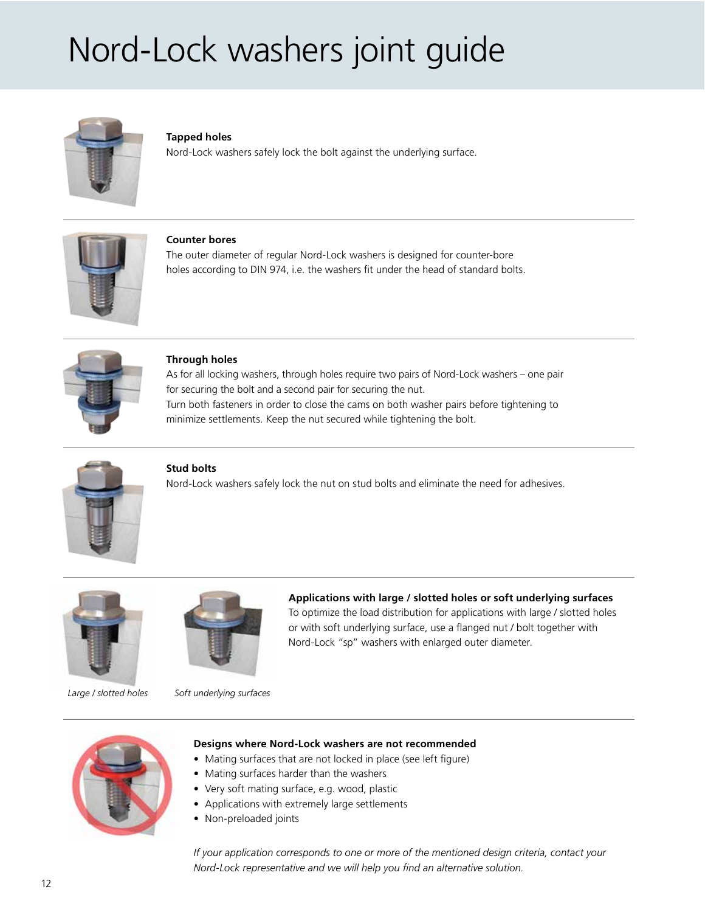# Nord-Lock washers joint guide

**Tapped holes**
Nord-Lock washers safely lock the bolt against the underlying surface.

**Counter bores**
The outer diameter of regular Nord-Lock washers is designed for counter-bore holes according to DIN 974, i.e. the washers fit under the head of standard bolts.

**Through holes**
As for all locking washers, through holes require two pairs of Nord-Lock washers – one pair for securing the bolt and a second pair for securing the nut.
Turn both fasteners in order to close the cams on both washer pairs before tightening to minimize settlements. Keep the nut secured while tightening the bolt.

**Stud bolts**
Nord-Lock washers safely lock the nut on stud bolts and eliminate the need for adhesives.

*Large / slotted holes*

*Soft underlying surfaces*

**Applications with large / slotted holes or soft underlying surfaces**
To optimize the load distribution for applications with large / slotted holes or with soft underlying surface, use a flanged nut / bolt together with Nord-Lock "sp" washers with enlarged outer diameter.

**Designs where Nord-Lock washers are not recommended**

- Mating surfaces that are not locked in place (see left figure)
- Mating surfaces harder than the washers
- Very soft mating surface, e.g. wood, plastic
- Applications with extremely large settlements
- Non-preloaded joints

*If your application corresponds to one or more of the mentioned design criteria, contact your Nord-Lock representative and we will help you find an alternative solution.*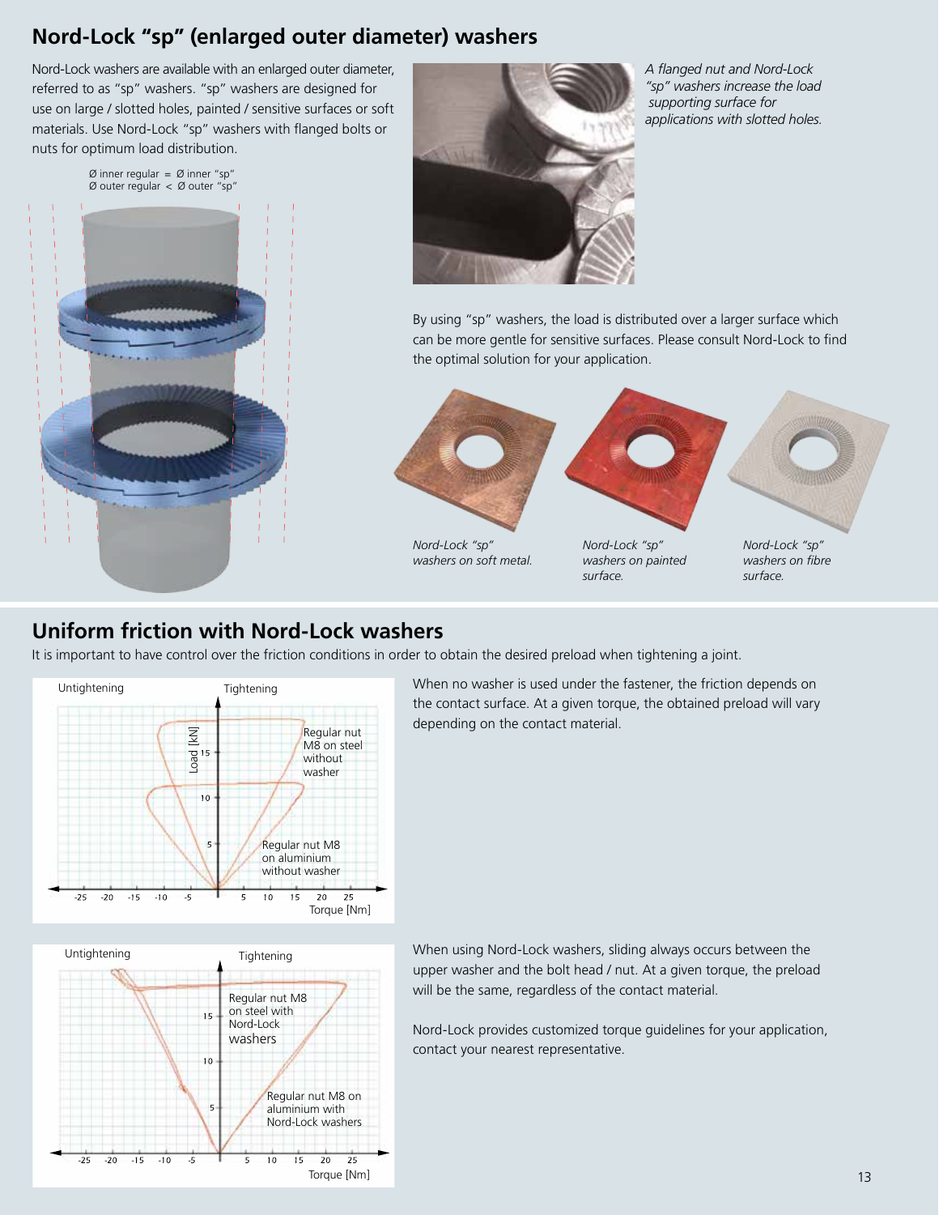## Nord-Lock "sp" (enlarged outer diameter) washers

Nord-Lock washers are available with an enlarged outer diameter, referred to as "sp" washers. "sp" washers are designed for use on large / slotted holes, painted / sensitive surfaces or soft materials. Use Nord-Lock "sp" washers with flanged bolts or nuts for optimum load distribution.

Ø inner regular = Ø inner "sp"
Ø outer regular < Ø outer "sp"

*A flanged nut and Nord-Lock "sp" washers increase the load supporting surface for applications with slotted holes.*

By using "sp" washers, the load is distributed over a larger surface which can be more gentle for sensitive surfaces. Please consult Nord-Lock to find the optimal solution for your application.

*Nord-Lock "sp" washers on soft metal.*

*Nord-Lock "sp" washers on painted surface.*

*Nord-Lock "sp" washers on fibre surface.*

## Uniform friction with Nord-Lock washers

It is important to have control over the friction conditions in order to obtain the desired preload when tightening a joint.

Untightening / Tightening — Load [kN] vs. Torque [Nm]: Regular nut M8 on steel without washer; Regular nut M8 on aluminium without washer

When no washer is used under the fastener, the friction depends on the contact surface. At a given torque, the obtained preload will vary depending on the contact material.

Untightening / Tightening — Torque [Nm]: Regular nut M8 on steel with Nord-Lock washers; Regular nut M8 on aluminium with Nord-Lock washers

When using Nord-Lock washers, sliding always occurs between the upper washer and the bolt head / nut. At a given torque, the preload will be the same, regardless of the contact material.

Nord-Lock provides customized torque guidelines for your application, contact your nearest representative.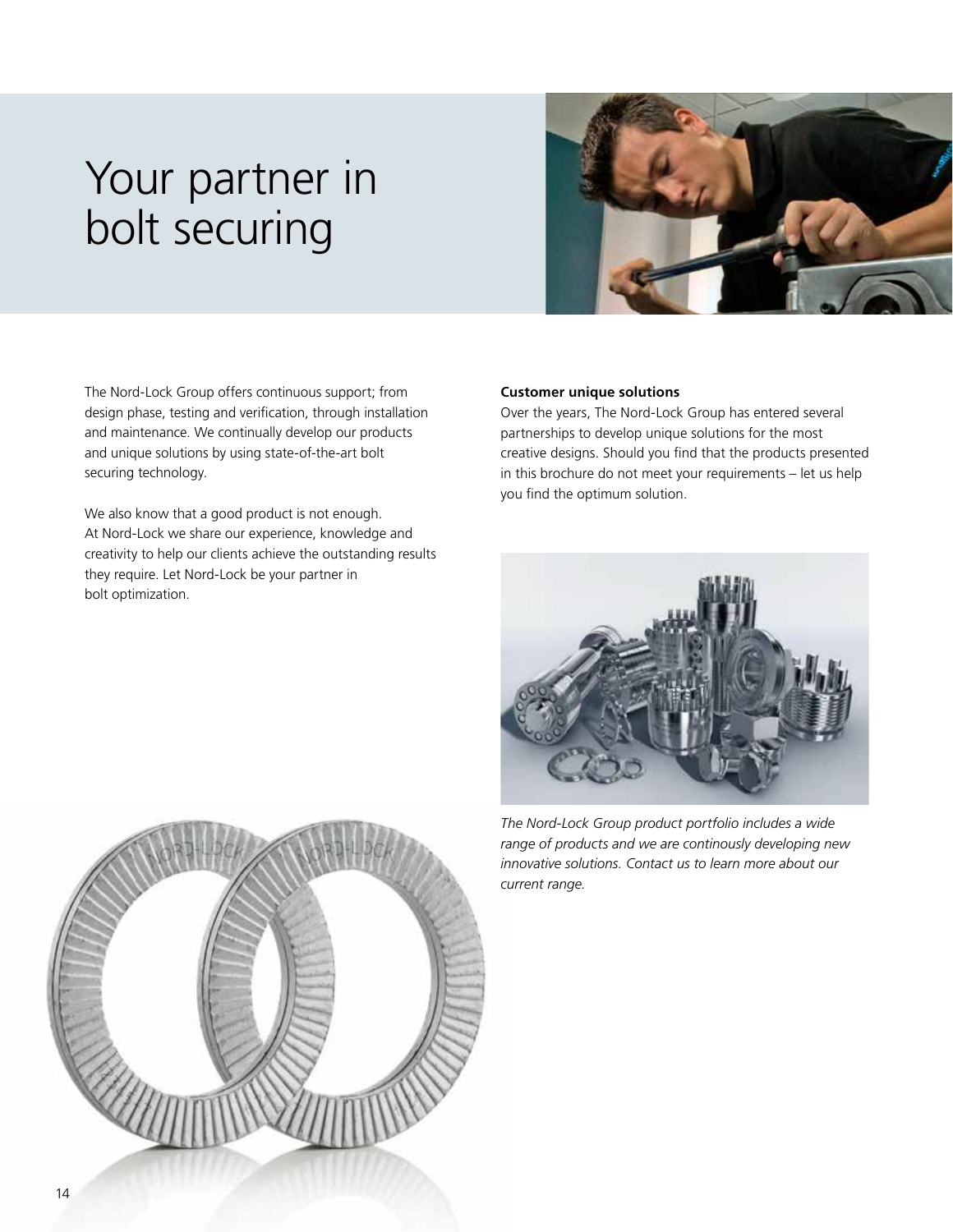# Your partner in bolt securing

The Nord-Lock Group offers continuous support; from design phase, testing and verification, through installation and maintenance. We continually develop our products and unique solutions by using state-of-the-art bolt securing technology.

We also know that a good product is not enough. At Nord-Lock we share our experience, knowledge and creativity to help our clients achieve the outstanding results they require. Let Nord-Lock be your partner in bolt optimization.

**Customer unique solutions**

Over the years, The Nord-Lock Group has entered several partnerships to develop unique solutions for the most creative designs. Should you find that the products presented in this brochure do not meet your requirements – let us help you find the optimum solution.

*The Nord-Lock Group product portfolio includes a wide range of products and we are continously developing new innovative solutions. Contact us to learn more about our current range.*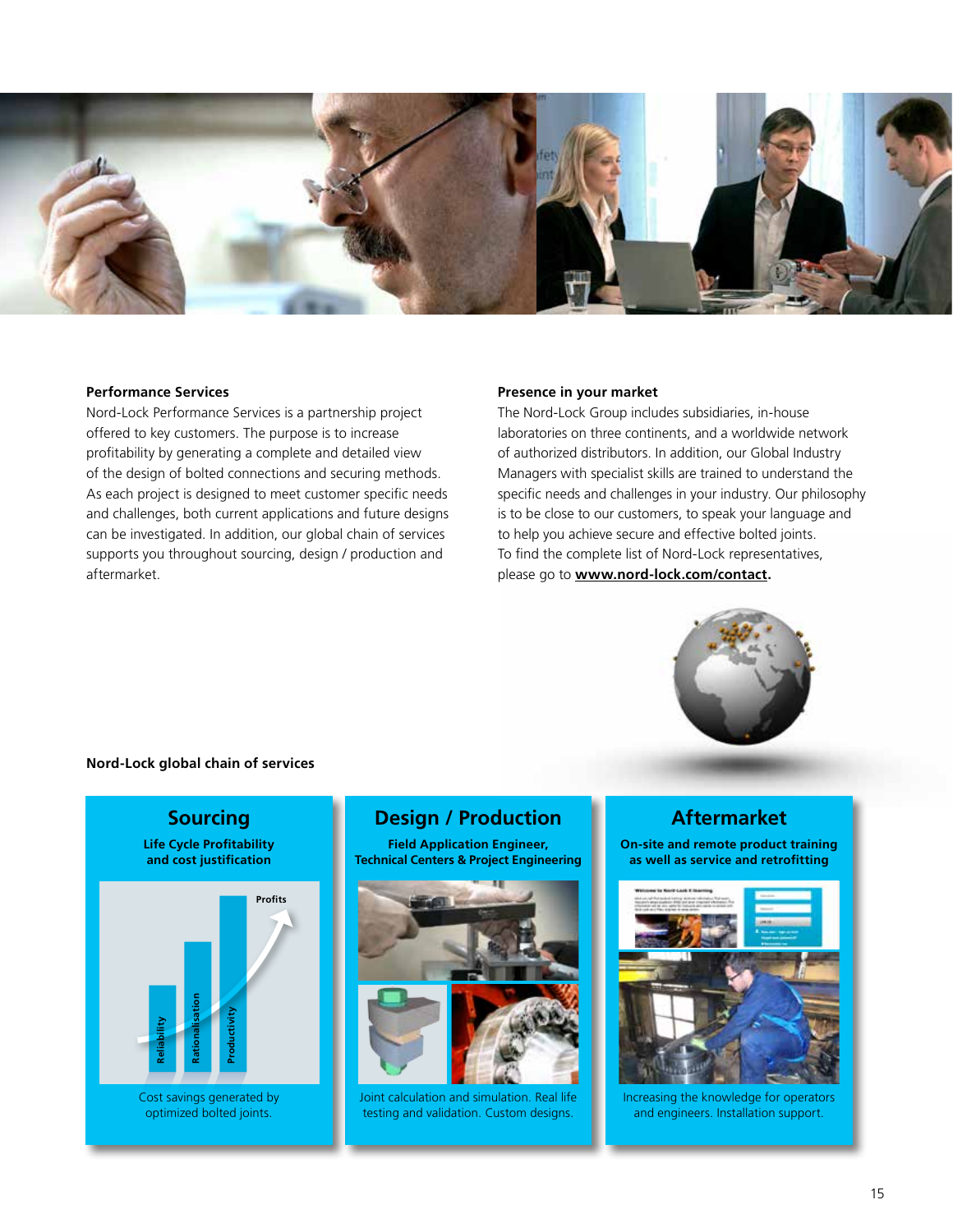## Performance Services

Nord-Lock Performance Services is a partnership project offered to key customers. The purpose is to increase profitability by generating a complete and detailed view of the design of bolted connections and securing methods. As each project is designed to meet customer specific needs and challenges, both current applications and future designs can be investigated. In addition, our global chain of services supports you throughout sourcing, design / production and aftermarket.

## Presence in your market

The Nord-Lock Group includes subsidiaries, in-house laboratories on three continents, and a worldwide network of authorized distributors. In addition, our Global Industry Managers with specialist skills are trained to understand the specific needs and challenges in your industry. Our philosophy is to be close to our customers, to speak your language and to help you achieve secure and effective bolted joints. To find the complete list of Nord-Lock representatives, please go to **www.nord-lock.com/contact**.

## Nord-Lock global chain of services

### Sourcing

**Life Cycle Profitability and cost justification**

Reliability · Rationalisation · Productivity · Profits

Cost savings generated by optimized bolted joints.

### Design / Production

**Field Application Engineer, Technical Centers & Project Engineering**

Joint calculation and simulation. Real life testing and validation. Custom designs.

### Aftermarket

**On-site and remote product training as well as service and retrofitting**

Increasing the knowledge for operators and engineers. Installation support.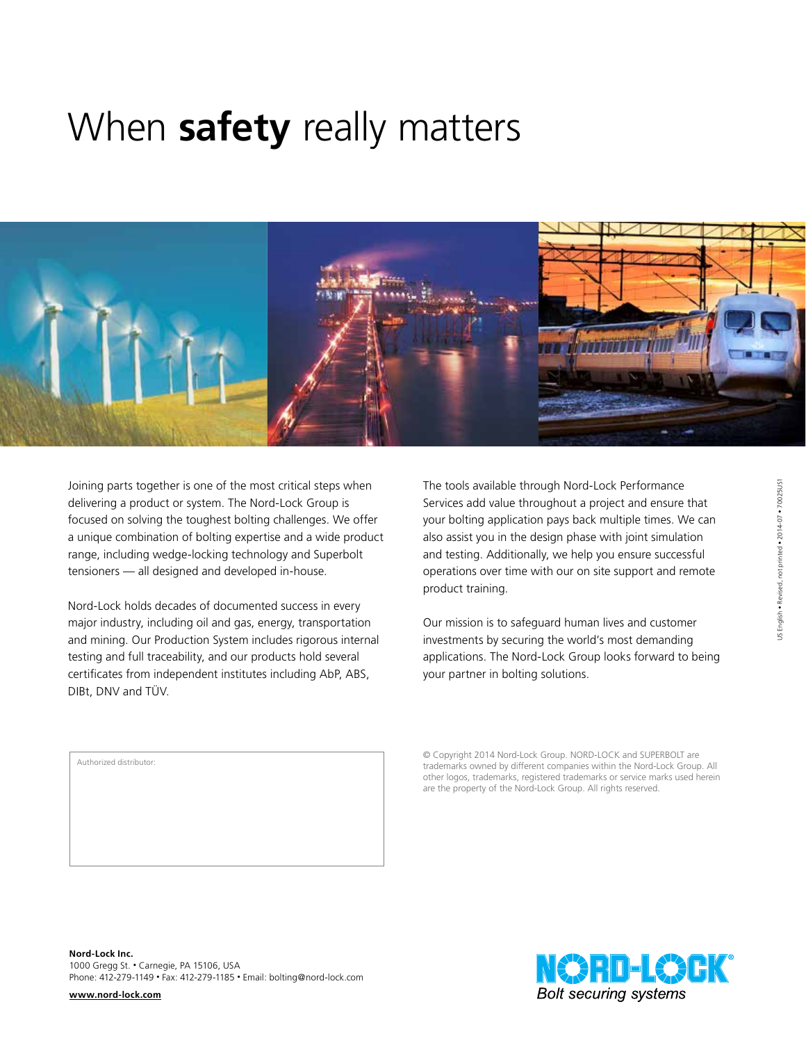# When **safety** really matters

Joining parts together is one of the most critical steps when delivering a product or system. The Nord-Lock Group is focused on solving the toughest bolting challenges. We offer a unique combination of bolting expertise and a wide product range, including wedge-locking technology and Superbolt tensioners — all designed and developed in-house.

Nord-Lock holds decades of documented success in every major industry, including oil and gas, energy, transportation and mining. Our Production System includes rigorous internal testing and full traceability, and our products hold several certificates from independent institutes including AbP, ABS, DIBt, DNV and TÜV.

The tools available through Nord-Lock Performance Services add value throughout a project and ensure that your bolting application pays back multiple times. We can also assist you in the design phase with joint simulation and testing. Additionally, we help you ensure successful operations over time with our on site support and remote product training.

Our mission is to safeguard human lives and customer investments by securing the world's most demanding applications. The Nord-Lock Group looks forward to being your partner in bolting solutions.

US English • Revised, not printed • 2014-07 • 70025US1

Authorized distributor:

© Copyright 2014 Nord-Lock Group. NORD-LOCK and SUPERBOLT are trademarks owned by different companies within the Nord-Lock Group. All other logos, trademarks, registered trademarks or service marks used herein are the property of the Nord-Lock Group. All rights reserved.

**Nord-Lock Inc.**
1000 Gregg St. • Carnegie, PA 15106, USA
Phone: 412-279-1149 • Fax: 412-279-1185 • Email: bolting@nord-lock.com

**www.nord-lock.com**

NORD-LOCK®
*Bolt securing systems*